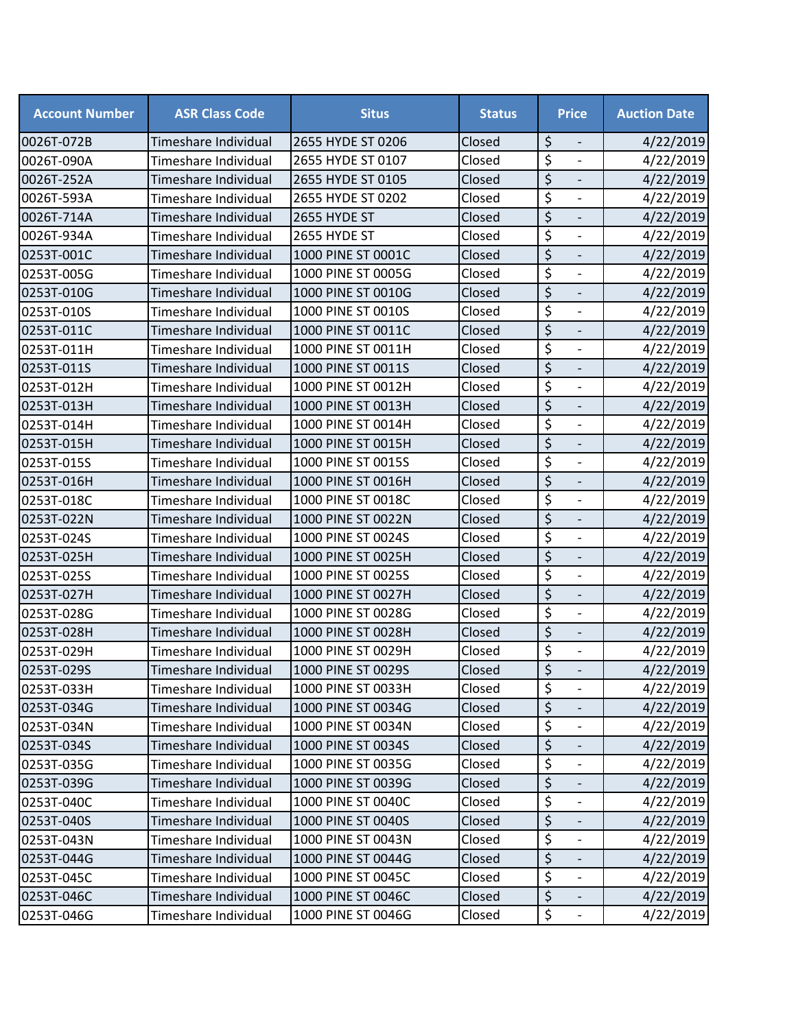| Account Number | ASR Class Code | Situs | Status | Price | Auction Date |
|---|---|---|---|---|---|
| 0026T-072B | Timeshare Individual | 2655 HYDE ST 0206 | Closed | $ - | 4/22/2019 |
| 0026T-090A | Timeshare Individual | 2655 HYDE ST 0107 | Closed | $ - | 4/22/2019 |
| 0026T-252A | Timeshare Individual | 2655 HYDE ST 0105 | Closed | $ - | 4/22/2019 |
| 0026T-593A | Timeshare Individual | 2655 HYDE ST 0202 | Closed | $ - | 4/22/2019 |
| 0026T-714A | Timeshare Individual | 2655 HYDE ST | Closed | $ - | 4/22/2019 |
| 0026T-934A | Timeshare Individual | 2655 HYDE ST | Closed | $ - | 4/22/2019 |
| 0253T-001C | Timeshare Individual | 1000 PINE ST 0001C | Closed | $ - | 4/22/2019 |
| 0253T-005G | Timeshare Individual | 1000 PINE ST 0005G | Closed | $ - | 4/22/2019 |
| 0253T-010G | Timeshare Individual | 1000 PINE ST 0010G | Closed | $ - | 4/22/2019 |
| 0253T-010S | Timeshare Individual | 1000 PINE ST 0010S | Closed | $ - | 4/22/2019 |
| 0253T-011C | Timeshare Individual | 1000 PINE ST 0011C | Closed | $ - | 4/22/2019 |
| 0253T-011H | Timeshare Individual | 1000 PINE ST 0011H | Closed | $ - | 4/22/2019 |
| 0253T-011S | Timeshare Individual | 1000 PINE ST 0011S | Closed | $ - | 4/22/2019 |
| 0253T-012H | Timeshare Individual | 1000 PINE ST 0012H | Closed | $ - | 4/22/2019 |
| 0253T-013H | Timeshare Individual | 1000 PINE ST 0013H | Closed | $ - | 4/22/2019 |
| 0253T-014H | Timeshare Individual | 1000 PINE ST 0014H | Closed | $ - | 4/22/2019 |
| 0253T-015H | Timeshare Individual | 1000 PINE ST 0015H | Closed | $ - | 4/22/2019 |
| 0253T-015S | Timeshare Individual | 1000 PINE ST 0015S | Closed | $ - | 4/22/2019 |
| 0253T-016H | Timeshare Individual | 1000 PINE ST 0016H | Closed | $ - | 4/22/2019 |
| 0253T-018C | Timeshare Individual | 1000 PINE ST 0018C | Closed | $ - | 4/22/2019 |
| 0253T-022N | Timeshare Individual | 1000 PINE ST 0022N | Closed | $ - | 4/22/2019 |
| 0253T-024S | Timeshare Individual | 1000 PINE ST 0024S | Closed | $ - | 4/22/2019 |
| 0253T-025H | Timeshare Individual | 1000 PINE ST 0025H | Closed | $ - | 4/22/2019 |
| 0253T-025S | Timeshare Individual | 1000 PINE ST 0025S | Closed | $ - | 4/22/2019 |
| 0253T-027H | Timeshare Individual | 1000 PINE ST 0027H | Closed | $ - | 4/22/2019 |
| 0253T-028G | Timeshare Individual | 1000 PINE ST 0028G | Closed | $ - | 4/22/2019 |
| 0253T-028H | Timeshare Individual | 1000 PINE ST 0028H | Closed | $ - | 4/22/2019 |
| 0253T-029H | Timeshare Individual | 1000 PINE ST 0029H | Closed | $ - | 4/22/2019 |
| 0253T-029S | Timeshare Individual | 1000 PINE ST 0029S | Closed | $ - | 4/22/2019 |
| 0253T-033H | Timeshare Individual | 1000 PINE ST 0033H | Closed | $ - | 4/22/2019 |
| 0253T-034G | Timeshare Individual | 1000 PINE ST 0034G | Closed | $ - | 4/22/2019 |
| 0253T-034N | Timeshare Individual | 1000 PINE ST 0034N | Closed | $ - | 4/22/2019 |
| 0253T-034S | Timeshare Individual | 1000 PINE ST 0034S | Closed | $ - | 4/22/2019 |
| 0253T-035G | Timeshare Individual | 1000 PINE ST 0035G | Closed | $ - | 4/22/2019 |
| 0253T-039G | Timeshare Individual | 1000 PINE ST 0039G | Closed | $ - | 4/22/2019 |
| 0253T-040C | Timeshare Individual | 1000 PINE ST 0040C | Closed | $ - | 4/22/2019 |
| 0253T-040S | Timeshare Individual | 1000 PINE ST 0040S | Closed | $ - | 4/22/2019 |
| 0253T-043N | Timeshare Individual | 1000 PINE ST 0043N | Closed | $ - | 4/22/2019 |
| 0253T-044G | Timeshare Individual | 1000 PINE ST 0044G | Closed | $ - | 4/22/2019 |
| 0253T-045C | Timeshare Individual | 1000 PINE ST 0045C | Closed | $ - | 4/22/2019 |
| 0253T-046C | Timeshare Individual | 1000 PINE ST 0046C | Closed | $ - | 4/22/2019 |
| 0253T-046G | Timeshare Individual | 1000 PINE ST 0046G | Closed | $ - | 4/22/2019 |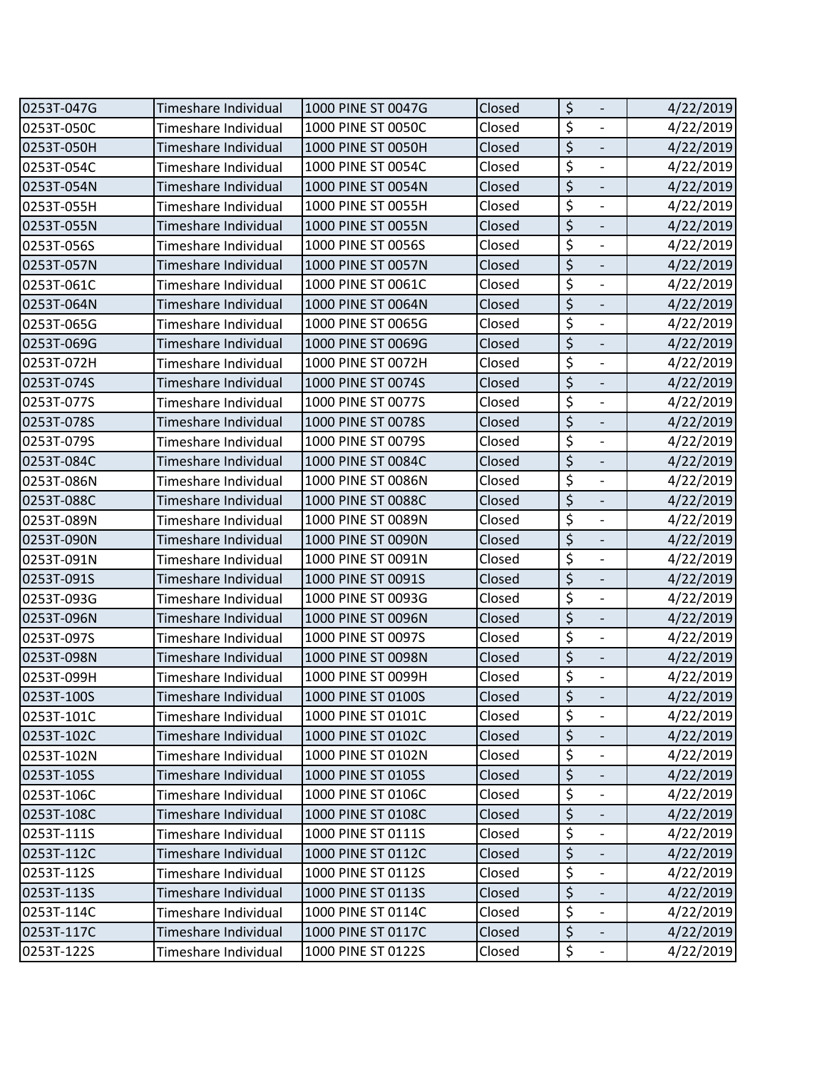| | | | | | |
|---|---|---|---|---|---|
| 0253T-047G | Timeshare Individual | 1000 PINE ST 0047G | Closed | $ - | 4/22/2019 |
| 0253T-050C | Timeshare Individual | 1000 PINE ST 0050C | Closed | $ - | 4/22/2019 |
| 0253T-050H | Timeshare Individual | 1000 PINE ST 0050H | Closed | $ - | 4/22/2019 |
| 0253T-054C | Timeshare Individual | 1000 PINE ST 0054C | Closed | $ - | 4/22/2019 |
| 0253T-054N | Timeshare Individual | 1000 PINE ST 0054N | Closed | $ - | 4/22/2019 |
| 0253T-055H | Timeshare Individual | 1000 PINE ST 0055H | Closed | $ - | 4/22/2019 |
| 0253T-055N | Timeshare Individual | 1000 PINE ST 0055N | Closed | $ - | 4/22/2019 |
| 0253T-056S | Timeshare Individual | 1000 PINE ST 0056S | Closed | $ - | 4/22/2019 |
| 0253T-057N | Timeshare Individual | 1000 PINE ST 0057N | Closed | $ - | 4/22/2019 |
| 0253T-061C | Timeshare Individual | 1000 PINE ST 0061C | Closed | $ - | 4/22/2019 |
| 0253T-064N | Timeshare Individual | 1000 PINE ST 0064N | Closed | $ - | 4/22/2019 |
| 0253T-065G | Timeshare Individual | 1000 PINE ST 0065G | Closed | $ - | 4/22/2019 |
| 0253T-069G | Timeshare Individual | 1000 PINE ST 0069G | Closed | $ - | 4/22/2019 |
| 0253T-072H | Timeshare Individual | 1000 PINE ST 0072H | Closed | $ - | 4/22/2019 |
| 0253T-074S | Timeshare Individual | 1000 PINE ST 0074S | Closed | $ - | 4/22/2019 |
| 0253T-077S | Timeshare Individual | 1000 PINE ST 0077S | Closed | $ - | 4/22/2019 |
| 0253T-078S | Timeshare Individual | 1000 PINE ST 0078S | Closed | $ - | 4/22/2019 |
| 0253T-079S | Timeshare Individual | 1000 PINE ST 0079S | Closed | $ - | 4/22/2019 |
| 0253T-084C | Timeshare Individual | 1000 PINE ST 0084C | Closed | $ - | 4/22/2019 |
| 0253T-086N | Timeshare Individual | 1000 PINE ST 0086N | Closed | $ - | 4/22/2019 |
| 0253T-088C | Timeshare Individual | 1000 PINE ST 0088C | Closed | $ - | 4/22/2019 |
| 0253T-089N | Timeshare Individual | 1000 PINE ST 0089N | Closed | $ - | 4/22/2019 |
| 0253T-090N | Timeshare Individual | 1000 PINE ST 0090N | Closed | $ - | 4/22/2019 |
| 0253T-091N | Timeshare Individual | 1000 PINE ST 0091N | Closed | $ - | 4/22/2019 |
| 0253T-091S | Timeshare Individual | 1000 PINE ST 0091S | Closed | $ - | 4/22/2019 |
| 0253T-093G | Timeshare Individual | 1000 PINE ST 0093G | Closed | $ - | 4/22/2019 |
| 0253T-096N | Timeshare Individual | 1000 PINE ST 0096N | Closed | $ - | 4/22/2019 |
| 0253T-097S | Timeshare Individual | 1000 PINE ST 0097S | Closed | $ - | 4/22/2019 |
| 0253T-098N | Timeshare Individual | 1000 PINE ST 0098N | Closed | $ - | 4/22/2019 |
| 0253T-099H | Timeshare Individual | 1000 PINE ST 0099H | Closed | $ - | 4/22/2019 |
| 0253T-100S | Timeshare Individual | 1000 PINE ST 0100S | Closed | $ - | 4/22/2019 |
| 0253T-101C | Timeshare Individual | 1000 PINE ST 0101C | Closed | $ - | 4/22/2019 |
| 0253T-102C | Timeshare Individual | 1000 PINE ST 0102C | Closed | $ - | 4/22/2019 |
| 0253T-102N | Timeshare Individual | 1000 PINE ST 0102N | Closed | $ - | 4/22/2019 |
| 0253T-105S | Timeshare Individual | 1000 PINE ST 0105S | Closed | $ - | 4/22/2019 |
| 0253T-106C | Timeshare Individual | 1000 PINE ST 0106C | Closed | $ - | 4/22/2019 |
| 0253T-108C | Timeshare Individual | 1000 PINE ST 0108C | Closed | $ - | 4/22/2019 |
| 0253T-111S | Timeshare Individual | 1000 PINE ST 0111S | Closed | $ - | 4/22/2019 |
| 0253T-112C | Timeshare Individual | 1000 PINE ST 0112C | Closed | $ - | 4/22/2019 |
| 0253T-112S | Timeshare Individual | 1000 PINE ST 0112S | Closed | $ - | 4/22/2019 |
| 0253T-113S | Timeshare Individual | 1000 PINE ST 0113S | Closed | $ - | 4/22/2019 |
| 0253T-114C | Timeshare Individual | 1000 PINE ST 0114C | Closed | $ - | 4/22/2019 |
| 0253T-117C | Timeshare Individual | 1000 PINE ST 0117C | Closed | $ - | 4/22/2019 |
| 0253T-122S | Timeshare Individual | 1000 PINE ST 0122S | Closed | $ - | 4/22/2019 |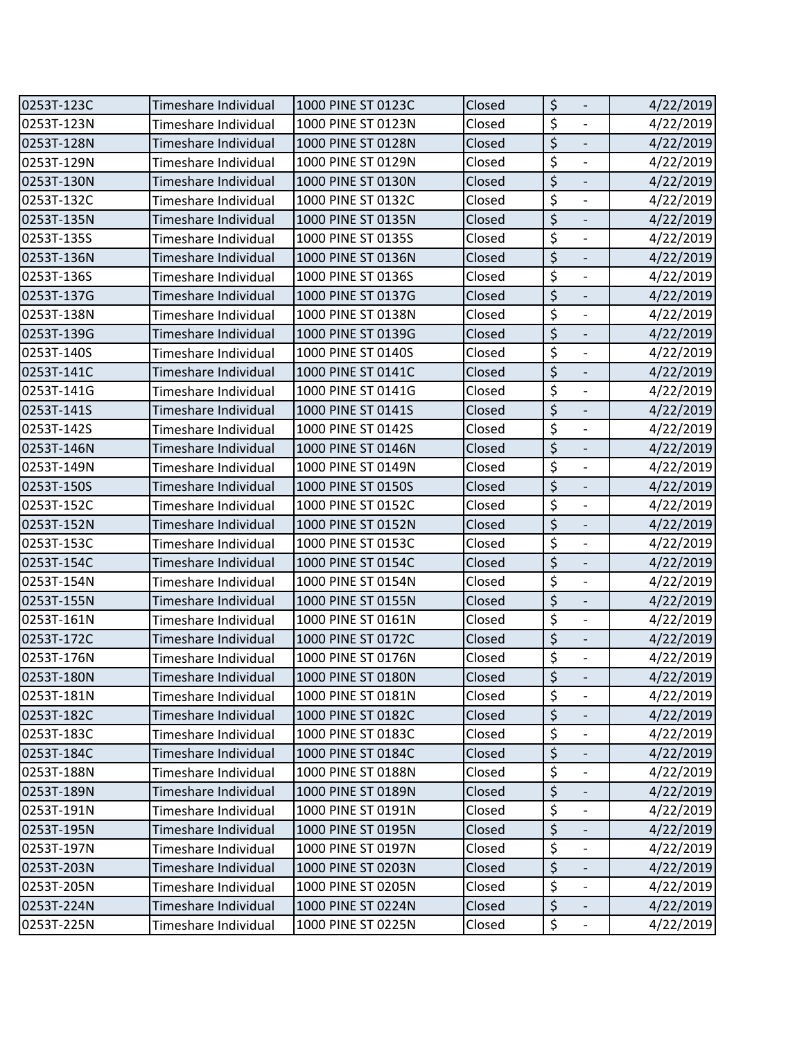| | | | | | |
|---|---|---|---|---|---|
| 0253T-123C | Timeshare Individual | 1000 PINE ST 0123C | Closed | $ - | 4/22/2019 |
| 0253T-123N | Timeshare Individual | 1000 PINE ST 0123N | Closed | $ - | 4/22/2019 |
| 0253T-128N | Timeshare Individual | 1000 PINE ST 0128N | Closed | $ - | 4/22/2019 |
| 0253T-129N | Timeshare Individual | 1000 PINE ST 0129N | Closed | $ - | 4/22/2019 |
| 0253T-130N | Timeshare Individual | 1000 PINE ST 0130N | Closed | $ - | 4/22/2019 |
| 0253T-132C | Timeshare Individual | 1000 PINE ST 0132C | Closed | $ - | 4/22/2019 |
| 0253T-135N | Timeshare Individual | 1000 PINE ST 0135N | Closed | $ - | 4/22/2019 |
| 0253T-135S | Timeshare Individual | 1000 PINE ST 0135S | Closed | $ - | 4/22/2019 |
| 0253T-136N | Timeshare Individual | 1000 PINE ST 0136N | Closed | $ - | 4/22/2019 |
| 0253T-136S | Timeshare Individual | 1000 PINE ST 0136S | Closed | $ - | 4/22/2019 |
| 0253T-137G | Timeshare Individual | 1000 PINE ST 0137G | Closed | $ - | 4/22/2019 |
| 0253T-138N | Timeshare Individual | 1000 PINE ST 0138N | Closed | $ - | 4/22/2019 |
| 0253T-139G | Timeshare Individual | 1000 PINE ST 0139G | Closed | $ - | 4/22/2019 |
| 0253T-140S | Timeshare Individual | 1000 PINE ST 0140S | Closed | $ - | 4/22/2019 |
| 0253T-141C | Timeshare Individual | 1000 PINE ST 0141C | Closed | $ - | 4/22/2019 |
| 0253T-141G | Timeshare Individual | 1000 PINE ST 0141G | Closed | $ - | 4/22/2019 |
| 0253T-141S | Timeshare Individual | 1000 PINE ST 0141S | Closed | $ - | 4/22/2019 |
| 0253T-142S | Timeshare Individual | 1000 PINE ST 0142S | Closed | $ - | 4/22/2019 |
| 0253T-146N | Timeshare Individual | 1000 PINE ST 0146N | Closed | $ - | 4/22/2019 |
| 0253T-149N | Timeshare Individual | 1000 PINE ST 0149N | Closed | $ - | 4/22/2019 |
| 0253T-150S | Timeshare Individual | 1000 PINE ST 0150S | Closed | $ - | 4/22/2019 |
| 0253T-152C | Timeshare Individual | 1000 PINE ST 0152C | Closed | $ - | 4/22/2019 |
| 0253T-152N | Timeshare Individual | 1000 PINE ST 0152N | Closed | $ - | 4/22/2019 |
| 0253T-153C | Timeshare Individual | 1000 PINE ST 0153C | Closed | $ - | 4/22/2019 |
| 0253T-154C | Timeshare Individual | 1000 PINE ST 0154C | Closed | $ - | 4/22/2019 |
| 0253T-154N | Timeshare Individual | 1000 PINE ST 0154N | Closed | $ - | 4/22/2019 |
| 0253T-155N | Timeshare Individual | 1000 PINE ST 0155N | Closed | $ - | 4/22/2019 |
| 0253T-161N | Timeshare Individual | 1000 PINE ST 0161N | Closed | $ - | 4/22/2019 |
| 0253T-172C | Timeshare Individual | 1000 PINE ST 0172C | Closed | $ - | 4/22/2019 |
| 0253T-176N | Timeshare Individual | 1000 PINE ST 0176N | Closed | $ - | 4/22/2019 |
| 0253T-180N | Timeshare Individual | 1000 PINE ST 0180N | Closed | $ - | 4/22/2019 |
| 0253T-181N | Timeshare Individual | 1000 PINE ST 0181N | Closed | $ - | 4/22/2019 |
| 0253T-182C | Timeshare Individual | 1000 PINE ST 0182C | Closed | $ - | 4/22/2019 |
| 0253T-183C | Timeshare Individual | 1000 PINE ST 0183C | Closed | $ - | 4/22/2019 |
| 0253T-184C | Timeshare Individual | 1000 PINE ST 0184C | Closed | $ - | 4/22/2019 |
| 0253T-188N | Timeshare Individual | 1000 PINE ST 0188N | Closed | $ - | 4/22/2019 |
| 0253T-189N | Timeshare Individual | 1000 PINE ST 0189N | Closed | $ - | 4/22/2019 |
| 0253T-191N | Timeshare Individual | 1000 PINE ST 0191N | Closed | $ - | 4/22/2019 |
| 0253T-195N | Timeshare Individual | 1000 PINE ST 0195N | Closed | $ - | 4/22/2019 |
| 0253T-197N | Timeshare Individual | 1000 PINE ST 0197N | Closed | $ - | 4/22/2019 |
| 0253T-203N | Timeshare Individual | 1000 PINE ST 0203N | Closed | $ - | 4/22/2019 |
| 0253T-205N | Timeshare Individual | 1000 PINE ST 0205N | Closed | $ - | 4/22/2019 |
| 0253T-224N | Timeshare Individual | 1000 PINE ST 0224N | Closed | $ - | 4/22/2019 |
| 0253T-225N | Timeshare Individual | 1000 PINE ST 0225N | Closed | $ - | 4/22/2019 |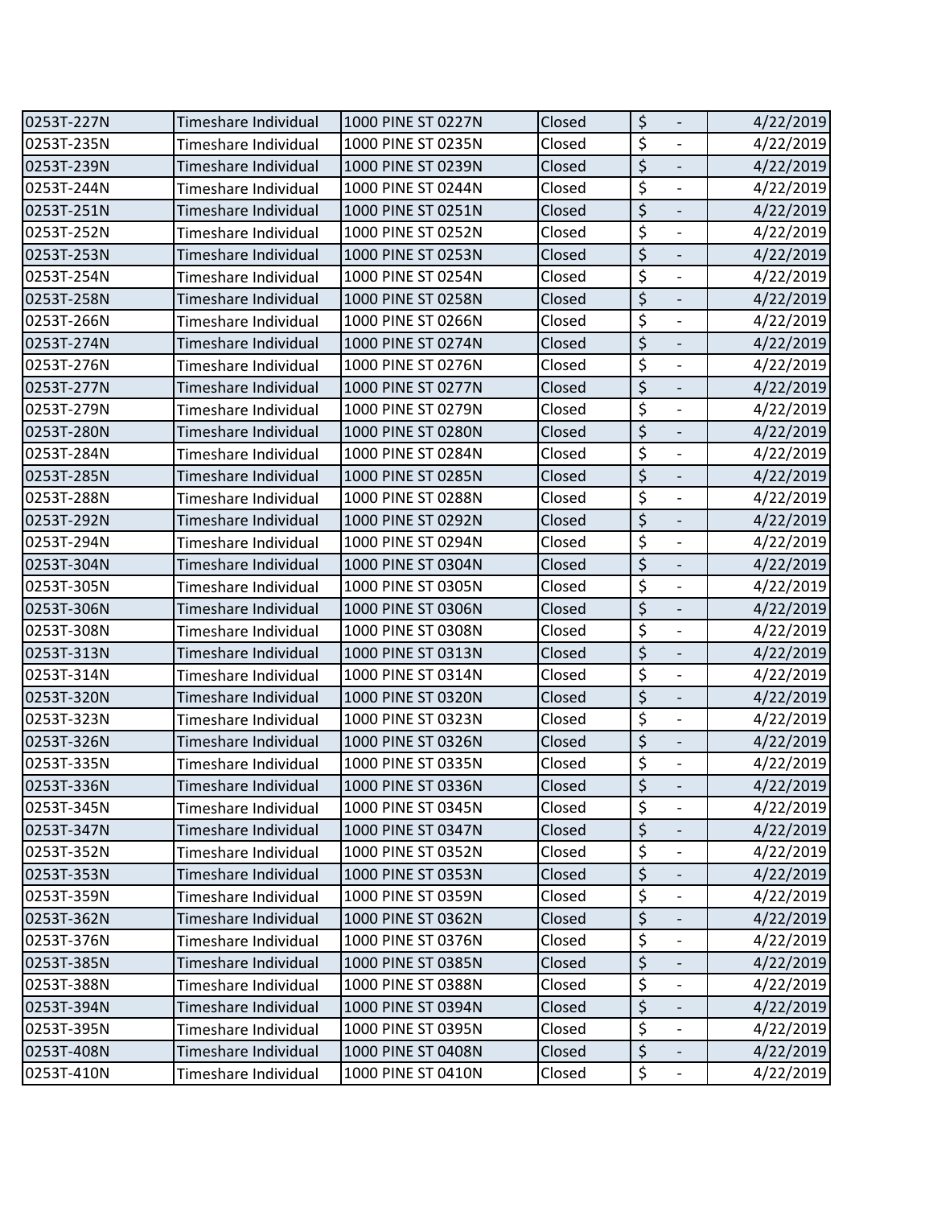| | | | | | |
|---|---|---|---|---|---|
| 0253T-227N | Timeshare Individual | 1000 PINE ST 0227N | Closed | $ - | 4/22/2019 |
| 0253T-235N | Timeshare Individual | 1000 PINE ST 0235N | Closed | $ - | 4/22/2019 |
| 0253T-239N | Timeshare Individual | 1000 PINE ST 0239N | Closed | $ - | 4/22/2019 |
| 0253T-244N | Timeshare Individual | 1000 PINE ST 0244N | Closed | $ - | 4/22/2019 |
| 0253T-251N | Timeshare Individual | 1000 PINE ST 0251N | Closed | $ - | 4/22/2019 |
| 0253T-252N | Timeshare Individual | 1000 PINE ST 0252N | Closed | $ - | 4/22/2019 |
| 0253T-253N | Timeshare Individual | 1000 PINE ST 0253N | Closed | $ - | 4/22/2019 |
| 0253T-254N | Timeshare Individual | 1000 PINE ST 0254N | Closed | $ - | 4/22/2019 |
| 0253T-258N | Timeshare Individual | 1000 PINE ST 0258N | Closed | $ - | 4/22/2019 |
| 0253T-266N | Timeshare Individual | 1000 PINE ST 0266N | Closed | $ - | 4/22/2019 |
| 0253T-274N | Timeshare Individual | 1000 PINE ST 0274N | Closed | $ - | 4/22/2019 |
| 0253T-276N | Timeshare Individual | 1000 PINE ST 0276N | Closed | $ - | 4/22/2019 |
| 0253T-277N | Timeshare Individual | 1000 PINE ST 0277N | Closed | $ - | 4/22/2019 |
| 0253T-279N | Timeshare Individual | 1000 PINE ST 0279N | Closed | $ - | 4/22/2019 |
| 0253T-280N | Timeshare Individual | 1000 PINE ST 0280N | Closed | $ - | 4/22/2019 |
| 0253T-284N | Timeshare Individual | 1000 PINE ST 0284N | Closed | $ - | 4/22/2019 |
| 0253T-285N | Timeshare Individual | 1000 PINE ST 0285N | Closed | $ - | 4/22/2019 |
| 0253T-288N | Timeshare Individual | 1000 PINE ST 0288N | Closed | $ - | 4/22/2019 |
| 0253T-292N | Timeshare Individual | 1000 PINE ST 0292N | Closed | $ - | 4/22/2019 |
| 0253T-294N | Timeshare Individual | 1000 PINE ST 0294N | Closed | $ - | 4/22/2019 |
| 0253T-304N | Timeshare Individual | 1000 PINE ST 0304N | Closed | $ - | 4/22/2019 |
| 0253T-305N | Timeshare Individual | 1000 PINE ST 0305N | Closed | $ - | 4/22/2019 |
| 0253T-306N | Timeshare Individual | 1000 PINE ST 0306N | Closed | $ - | 4/22/2019 |
| 0253T-308N | Timeshare Individual | 1000 PINE ST 0308N | Closed | $ - | 4/22/2019 |
| 0253T-313N | Timeshare Individual | 1000 PINE ST 0313N | Closed | $ - | 4/22/2019 |
| 0253T-314N | Timeshare Individual | 1000 PINE ST 0314N | Closed | $ - | 4/22/2019 |
| 0253T-320N | Timeshare Individual | 1000 PINE ST 0320N | Closed | $ - | 4/22/2019 |
| 0253T-323N | Timeshare Individual | 1000 PINE ST 0323N | Closed | $ - | 4/22/2019 |
| 0253T-326N | Timeshare Individual | 1000 PINE ST 0326N | Closed | $ - | 4/22/2019 |
| 0253T-335N | Timeshare Individual | 1000 PINE ST 0335N | Closed | $ - | 4/22/2019 |
| 0253T-336N | Timeshare Individual | 1000 PINE ST 0336N | Closed | $ - | 4/22/2019 |
| 0253T-345N | Timeshare Individual | 1000 PINE ST 0345N | Closed | $ - | 4/22/2019 |
| 0253T-347N | Timeshare Individual | 1000 PINE ST 0347N | Closed | $ - | 4/22/2019 |
| 0253T-352N | Timeshare Individual | 1000 PINE ST 0352N | Closed | $ - | 4/22/2019 |
| 0253T-353N | Timeshare Individual | 1000 PINE ST 0353N | Closed | $ - | 4/22/2019 |
| 0253T-359N | Timeshare Individual | 1000 PINE ST 0359N | Closed | $ - | 4/22/2019 |
| 0253T-362N | Timeshare Individual | 1000 PINE ST 0362N | Closed | $ - | 4/22/2019 |
| 0253T-376N | Timeshare Individual | 1000 PINE ST 0376N | Closed | $ - | 4/22/2019 |
| 0253T-385N | Timeshare Individual | 1000 PINE ST 0385N | Closed | $ - | 4/22/2019 |
| 0253T-388N | Timeshare Individual | 1000 PINE ST 0388N | Closed | $ - | 4/22/2019 |
| 0253T-394N | Timeshare Individual | 1000 PINE ST 0394N | Closed | $ - | 4/22/2019 |
| 0253T-395N | Timeshare Individual | 1000 PINE ST 0395N | Closed | $ - | 4/22/2019 |
| 0253T-408N | Timeshare Individual | 1000 PINE ST 0408N | Closed | $ - | 4/22/2019 |
| 0253T-410N | Timeshare Individual | 1000 PINE ST 0410N | Closed | $ - | 4/22/2019 |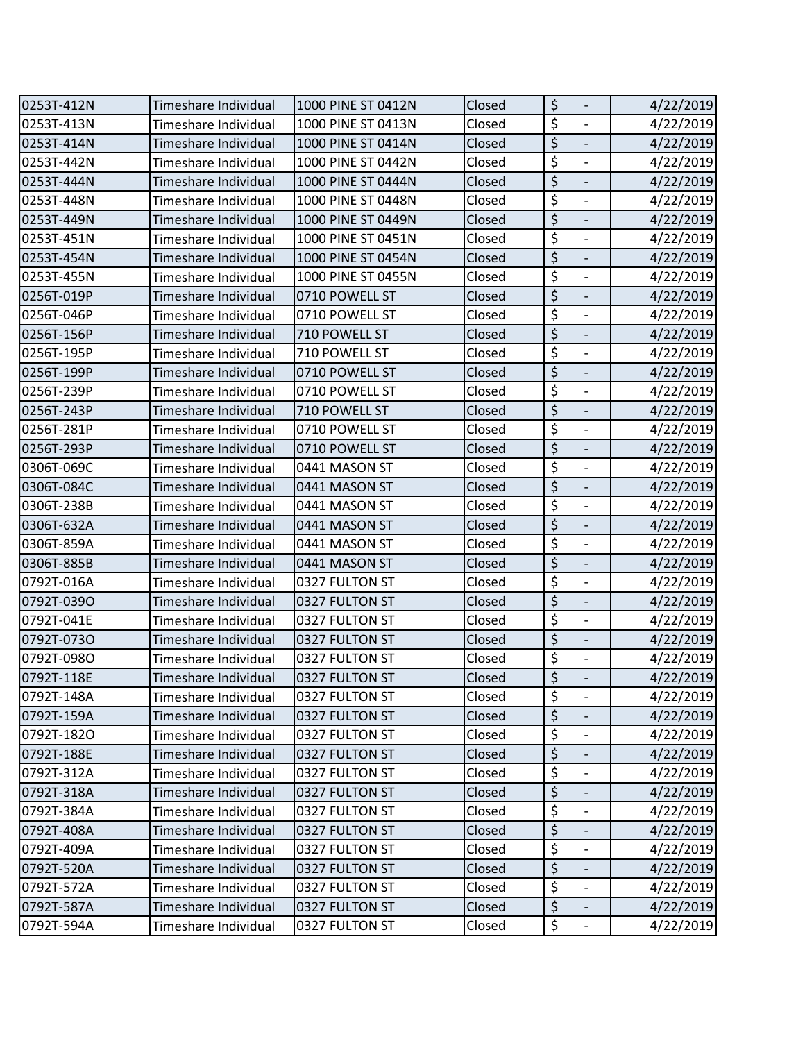| 0253T-412N | Timeshare Individual | 1000 PINE ST 0412N | Closed | $ - | 4/22/2019 |
|---|---|---|---|---|---|
| 0253T-413N | Timeshare Individual | 1000 PINE ST 0413N | Closed | $ - | 4/22/2019 |
| 0253T-414N | Timeshare Individual | 1000 PINE ST 0414N | Closed | $ - | 4/22/2019 |
| 0253T-442N | Timeshare Individual | 1000 PINE ST 0442N | Closed | $ - | 4/22/2019 |
| 0253T-444N | Timeshare Individual | 1000 PINE ST 0444N | Closed | $ - | 4/22/2019 |
| 0253T-448N | Timeshare Individual | 1000 PINE ST 0448N | Closed | $ - | 4/22/2019 |
| 0253T-449N | Timeshare Individual | 1000 PINE ST 0449N | Closed | $ - | 4/22/2019 |
| 0253T-451N | Timeshare Individual | 1000 PINE ST 0451N | Closed | $ - | 4/22/2019 |
| 0253T-454N | Timeshare Individual | 1000 PINE ST 0454N | Closed | $ - | 4/22/2019 |
| 0253T-455N | Timeshare Individual | 1000 PINE ST 0455N | Closed | $ - | 4/22/2019 |
| 0256T-019P | Timeshare Individual | 0710 POWELL ST | Closed | $ - | 4/22/2019 |
| 0256T-046P | Timeshare Individual | 0710 POWELL ST | Closed | $ - | 4/22/2019 |
| 0256T-156P | Timeshare Individual | 710 POWELL ST | Closed | $ - | 4/22/2019 |
| 0256T-195P | Timeshare Individual | 710 POWELL ST | Closed | $ - | 4/22/2019 |
| 0256T-199P | Timeshare Individual | 0710 POWELL ST | Closed | $ - | 4/22/2019 |
| 0256T-239P | Timeshare Individual | 0710 POWELL ST | Closed | $ - | 4/22/2019 |
| 0256T-243P | Timeshare Individual | 710 POWELL ST | Closed | $ - | 4/22/2019 |
| 0256T-281P | Timeshare Individual | 0710 POWELL ST | Closed | $ - | 4/22/2019 |
| 0256T-293P | Timeshare Individual | 0710 POWELL ST | Closed | $ - | 4/22/2019 |
| 0306T-069C | Timeshare Individual | 0441 MASON ST | Closed | $ - | 4/22/2019 |
| 0306T-084C | Timeshare Individual | 0441 MASON ST | Closed | $ - | 4/22/2019 |
| 0306T-238B | Timeshare Individual | 0441 MASON ST | Closed | $ - | 4/22/2019 |
| 0306T-632A | Timeshare Individual | 0441 MASON ST | Closed | $ - | 4/22/2019 |
| 0306T-859A | Timeshare Individual | 0441 MASON ST | Closed | $ - | 4/22/2019 |
| 0306T-885B | Timeshare Individual | 0441 MASON ST | Closed | $ - | 4/22/2019 |
| 0792T-016A | Timeshare Individual | 0327 FULTON ST | Closed | $ - | 4/22/2019 |
| 0792T-039O | Timeshare Individual | 0327 FULTON ST | Closed | $ - | 4/22/2019 |
| 0792T-041E | Timeshare Individual | 0327 FULTON ST | Closed | $ - | 4/22/2019 |
| 0792T-073O | Timeshare Individual | 0327 FULTON ST | Closed | $ - | 4/22/2019 |
| 0792T-098O | Timeshare Individual | 0327 FULTON ST | Closed | $ - | 4/22/2019 |
| 0792T-118E | Timeshare Individual | 0327 FULTON ST | Closed | $ - | 4/22/2019 |
| 0792T-148A | Timeshare Individual | 0327 FULTON ST | Closed | $ - | 4/22/2019 |
| 0792T-159A | Timeshare Individual | 0327 FULTON ST | Closed | $ - | 4/22/2019 |
| 0792T-182O | Timeshare Individual | 0327 FULTON ST | Closed | $ - | 4/22/2019 |
| 0792T-188E | Timeshare Individual | 0327 FULTON ST | Closed | $ - | 4/22/2019 |
| 0792T-312A | Timeshare Individual | 0327 FULTON ST | Closed | $ - | 4/22/2019 |
| 0792T-318A | Timeshare Individual | 0327 FULTON ST | Closed | $ - | 4/22/2019 |
| 0792T-384A | Timeshare Individual | 0327 FULTON ST | Closed | $ - | 4/22/2019 |
| 0792T-408A | Timeshare Individual | 0327 FULTON ST | Closed | $ - | 4/22/2019 |
| 0792T-409A | Timeshare Individual | 0327 FULTON ST | Closed | $ - | 4/22/2019 |
| 0792T-520A | Timeshare Individual | 0327 FULTON ST | Closed | $ - | 4/22/2019 |
| 0792T-572A | Timeshare Individual | 0327 FULTON ST | Closed | $ - | 4/22/2019 |
| 0792T-587A | Timeshare Individual | 0327 FULTON ST | Closed | $ - | 4/22/2019 |
| 0792T-594A | Timeshare Individual | 0327 FULTON ST | Closed | $ - | 4/22/2019 |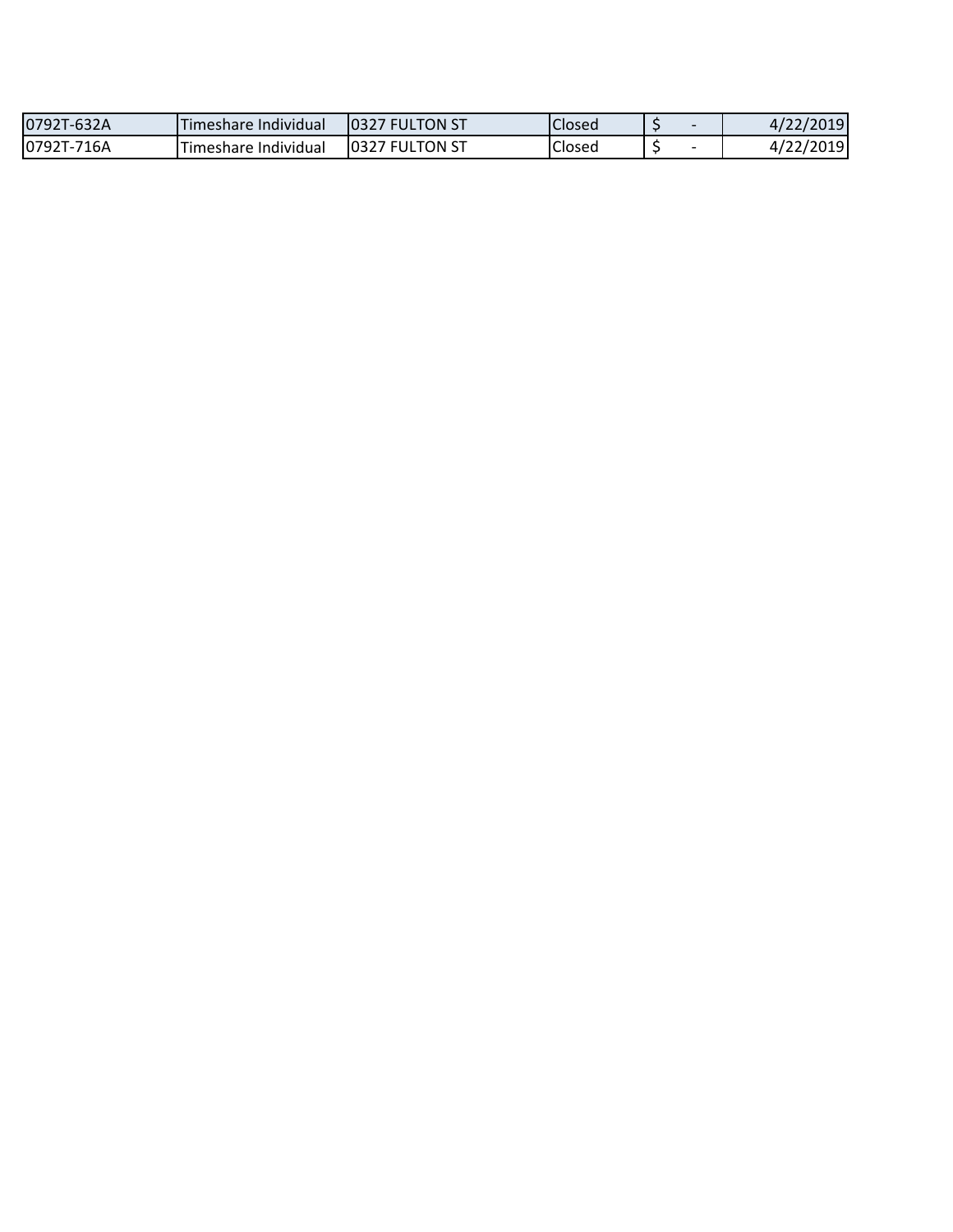| | | | | | |
|---|---|---|---|---|---|
| 0792T-632A | Timeshare Individual | 0327 FULTON ST | Closed | $ - | 4/22/2019 |
| 0792T-716A | Timeshare Individual | 0327 FULTON ST | Closed | $ - | 4/22/2019 |